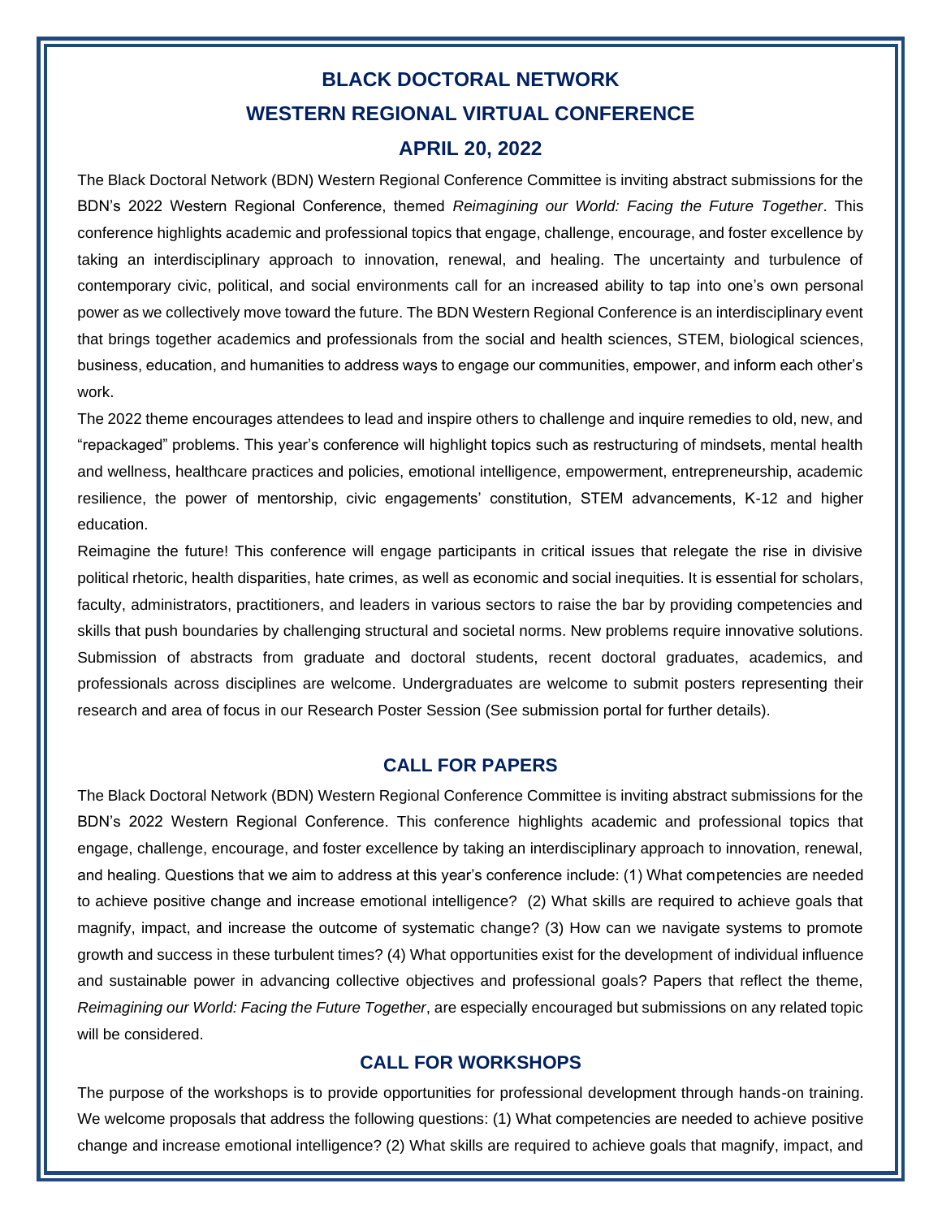# BLACK DOCTORAL NETWORK

# WESTERN REGIONAL VIRTUAL CONFERENCE

# APRIL 20, 2022

The Black Doctoral Network (BDN) Western Regional Conference Committee is inviting abstract submissions for the BDN's 2022 Western Regional Conference, themed *Reimagining our World: Facing the Future Together*. This conference highlights academic and professional topics that engage, challenge, encourage, and foster excellence by taking an interdisciplinary approach to innovation, renewal, and healing. The uncertainty and turbulence of contemporary civic, political, and social environments call for an increased ability to tap into one's own personal power as we collectively move toward the future. The BDN Western Regional Conference is an interdisciplinary event that brings together academics and professionals from the social and health sciences, STEM, biological sciences, business, education, and humanities to address ways to engage our communities, empower, and inform each other's work.

The 2022 theme encourages attendees to lead and inspire others to challenge and inquire remedies to old, new, and "repackaged" problems. This year's conference will highlight topics such as restructuring of mindsets, mental health and wellness, healthcare practices and policies, emotional intelligence, empowerment, entrepreneurship, academic resilience, the power of mentorship, civic engagements' constitution, STEM advancements, K-12 and higher education.

Reimagine the future! This conference will engage participants in critical issues that relegate the rise in divisive political rhetoric, health disparities, hate crimes, as well as economic and social inequities. It is essential for scholars, faculty, administrators, practitioners, and leaders in various sectors to raise the bar by providing competencies and skills that push boundaries by challenging structural and societal norms. New problems require innovative solutions. Submission of abstracts from graduate and doctoral students, recent doctoral graduates, academics, and professionals across disciplines are welcome. Undergraduates are welcome to submit posters representing their research and area of focus in our Research Poster Session (See submission portal for further details).

## CALL FOR PAPERS

The Black Doctoral Network (BDN) Western Regional Conference Committee is inviting abstract submissions for the BDN's 2022 Western Regional Conference. This conference highlights academic and professional topics that engage, challenge, encourage, and foster excellence by taking an interdisciplinary approach to innovation, renewal, and healing. Questions that we aim to address at this year's conference include: (1) What competencies are needed to achieve positive change and increase emotional intelligence? (2) What skills are required to achieve goals that magnify, impact, and increase the outcome of systematic change? (3) How can we navigate systems to promote growth and success in these turbulent times? (4) What opportunities exist for the development of individual influence and sustainable power in advancing collective objectives and professional goals? Papers that reflect the theme, *Reimagining our World: Facing the Future Together*, are especially encouraged but submissions on any related topic will be considered.

## CALL FOR WORKSHOPS

The purpose of the workshops is to provide opportunities for professional development through hands-on training. We welcome proposals that address the following questions: (1) What competencies are needed to achieve positive change and increase emotional intelligence? (2) What skills are required to achieve goals that magnify, impact, and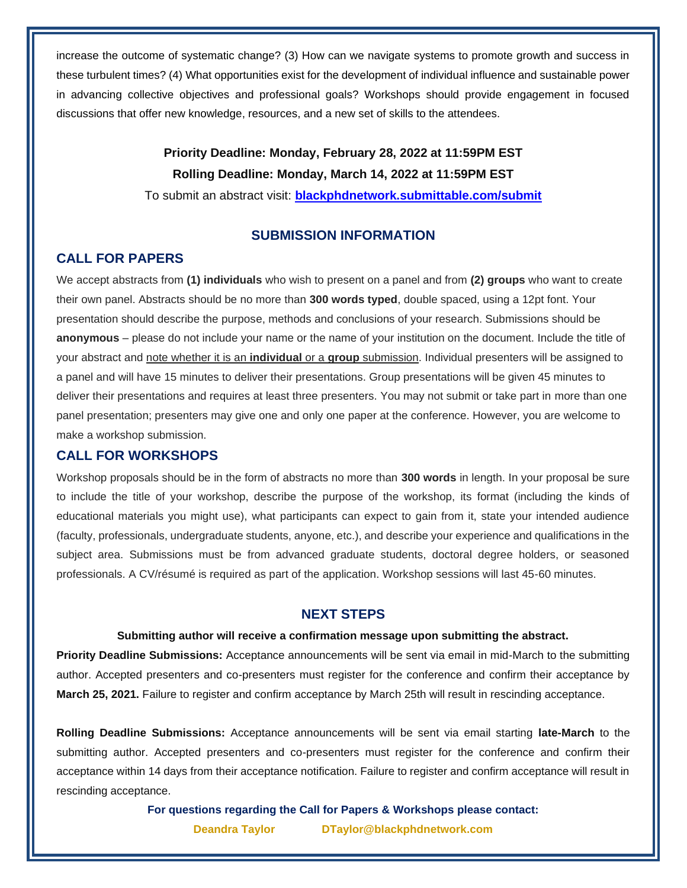increase the outcome of systematic change? (3) How can we navigate systems to promote growth and success in these turbulent times? (4) What opportunities exist for the development of individual influence and sustainable power in advancing collective objectives and professional goals? Workshops should provide engagement in focused discussions that offer new knowledge, resources, and a new set of skills to the attendees.

**Priority Deadline: Monday, February 28, 2022 at 11:59PM EST**

**Rolling Deadline: Monday, March 14, 2022 at 11:59PM EST**

To submit an abstract visit: **blackphdnetwork.submittable.com/submit**

## SUBMISSION INFORMATION

### CALL FOR PAPERS

We accept abstracts from **(1) individuals** who wish to present on a panel and from **(2) groups** who want to create their own panel. Abstracts should be no more than **300 words typed**, double spaced, using a 12pt font. Your presentation should describe the purpose, methods and conclusions of your research. Submissions should be **anonymous** – please do not include your name or the name of your institution on the document. Include the title of your abstract and note whether it is an **individual** or a **group** submission. Individual presenters will be assigned to a panel and will have 15 minutes to deliver their presentations. Group presentations will be given 45 minutes to deliver their presentations and requires at least three presenters. You may not submit or take part in more than one panel presentation; presenters may give one and only one paper at the conference. However, you are welcome to make a workshop submission.

### CALL FOR WORKSHOPS

Workshop proposals should be in the form of abstracts no more than **300 words** in length. In your proposal be sure to include the title of your workshop, describe the purpose of the workshop, its format (including the kinds of educational materials you might use), what participants can expect to gain from it, state your intended audience (faculty, professionals, undergraduate students, anyone, etc.), and describe your experience and qualifications in the subject area. Submissions must be from advanced graduate students, doctoral degree holders, or seasoned professionals. A CV/résumé is required as part of the application. Workshop sessions will last 45-60 minutes.

## NEXT STEPS

**Submitting author will receive a confirmation message upon submitting the abstract.**

**Priority Deadline Submissions:** Acceptance announcements will be sent via email in mid-March to the submitting author. Accepted presenters and co-presenters must register for the conference and confirm their acceptance by **March 25, 2021.** Failure to register and confirm acceptance by March 25th will result in rescinding acceptance.

**Rolling Deadline Submissions:** Acceptance announcements will be sent via email starting **late-March** to the submitting author. Accepted presenters and co-presenters must register for the conference and confirm their acceptance within 14 days from their acceptance notification. Failure to register and confirm acceptance will result in rescinding acceptance.

**For questions regarding the Call for Papers & Workshops please contact:**

**Deandra Taylor** **DTaylor@blackphdnetwork.com**